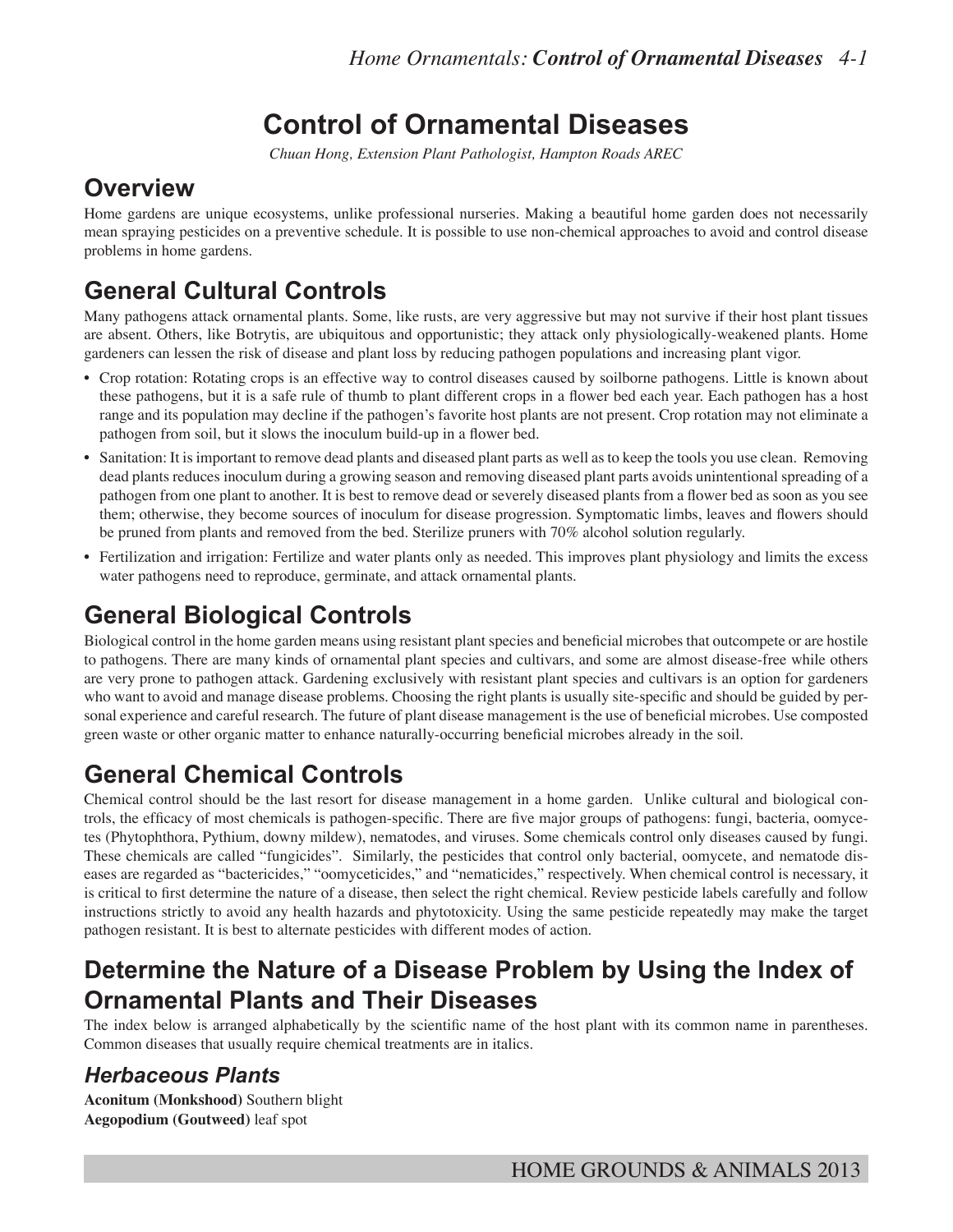# Control of Ornamental Diseases

*Chuan Hong, Extension Plant Pathologist, Hampton Roads AREC*

## Overview

Home gardens are unique ecosystems, unlike professional nurseries. Making a beautiful home garden does not necessarily mean spraying pesticides on a preventive schedule. It is possible to use non-chemical approaches to avoid and control disease problems in home gardens.

## General Cultural Controls

Many pathogens attack ornamental plants. Some, like rusts, are very aggressive but may not survive if their host plant tissues are absent. Others, like Botrytis, are ubiquitous and opportunistic; they attack only physiologically-weakened plants. Home gardeners can lessen the risk of disease and plant loss by reducing pathogen populations and increasing plant vigor.

- Crop rotation: Rotating crops is an effective way to control diseases caused by soilborne pathogens. Little is known about these pathogens, but it is a safe rule of thumb to plant different crops in a flower bed each year. Each pathogen has a host range and its population may decline if the pathogen's favorite host plants are not present. Crop rotation may not eliminate a pathogen from soil, but it slows the inoculum build-up in a flower bed.
- Sanitation: It is important to remove dead plants and diseased plant parts as well as to keep the tools you use clean. Removing dead plants reduces inoculum during a growing season and removing diseased plant parts avoids unintentional spreading of a pathogen from one plant to another. It is best to remove dead or severely diseased plants from a flower bed as soon as you see them; otherwise, they become sources of inoculum for disease progression. Symptomatic limbs, leaves and flowers should be pruned from plants and removed from the bed. Sterilize pruners with 70% alcohol solution regularly.
- Fertilization and irrigation: Fertilize and water plants only as needed. This improves plant physiology and limits the excess water pathogens need to reproduce, germinate, and attack ornamental plants.

## General Biological Controls

Biological control in the home garden means using resistant plant species and beneficial microbes that outcompete or are hostile to pathogens. There are many kinds of ornamental plant species and cultivars, and some are almost disease-free while others are very prone to pathogen attack. Gardening exclusively with resistant plant species and cultivars is an option for gardeners who want to avoid and manage disease problems. Choosing the right plants is usually site-specific and should be guided by personal experience and careful research. The future of plant disease management is the use of beneficial microbes. Use composted green waste or other organic matter to enhance naturally-occurring beneficial microbes already in the soil.

## General Chemical Controls

Chemical control should be the last resort for disease management in a home garden. Unlike cultural and biological controls, the efficacy of most chemicals is pathogen-specific. There are five major groups of pathogens: fungi, bacteria, oomycetes (Phytophthora, Pythium, downy mildew), nematodes, and viruses. Some chemicals control only diseases caused by fungi. These chemicals are called "fungicides". Similarly, the pesticides that control only bacterial, oomycete, and nematode diseases are regarded as "bactericides," "oomyceticides," and "nematicides," respectively. When chemical control is necessary, it is critical to first determine the nature of a disease, then select the right chemical. Review pesticide labels carefully and follow instructions strictly to avoid any health hazards and phytotoxicity. Using the same pesticide repeatedly may make the target pathogen resistant. It is best to alternate pesticides with different modes of action.

## Determine the Nature of a Disease Problem by Using the Index of Ornamental Plants and Their Diseases

The index below is arranged alphabetically by the scientific name of the host plant with its common name in parentheses. Common diseases that usually require chemical treatments are in italics.

### *Herbaceous Plants*

**Aconitum (Monkshood)** Southern blight
**Aegopodium (Goutweed)** leaf spot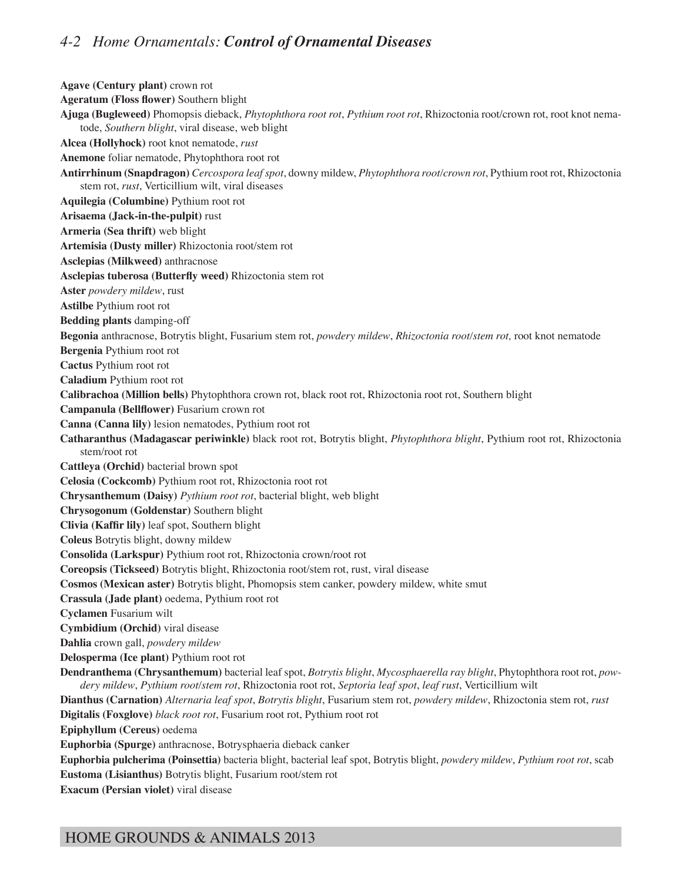**Agave (Century plant)** crown rot

**Ageratum (Floss flower)** Southern blight

**Ajuga (Bugleweed)** Phomopsis dieback, *Phytophthora root rot*, *Pythium root rot*, Rhizoctonia root/crown rot, root knot nematode, *Southern blight*, viral disease, web blight

**Alcea (Hollyhock)** root knot nematode, *rust*

**Anemone** foliar nematode, Phytophthora root rot

**Antirrhinum (Snapdragon)** *Cercospora leaf spot*, downy mildew, *Phytophthora root/crown rot*, Pythium root rot, Rhizoctonia stem rot, *rust*, Verticillium wilt, viral diseases

**Aquilegia (Columbine)** Pythium root rot

**Arisaema (Jack-in-the-pulpit)** rust

**Armeria (Sea thrift)** web blight

**Artemisia (Dusty miller)** Rhizoctonia root/stem rot

**Asclepias (Milkweed)** anthracnose

**Asclepias tuberosa (Butterfly weed)** Rhizoctonia stem rot

**Aster** *powdery mildew*, rust

**Astilbe** Pythium root rot

**Bedding plants** damping-off

**Begonia** anthracnose, Botrytis blight, Fusarium stem rot, *powdery mildew*, *Rhizoctonia root/stem rot,* root knot nematode

**Bergenia** Pythium root rot

**Cactus** Pythium root rot

**Caladium** Pythium root rot

**Calibrachoa (Million bells)** Phytophthora crown rot, black root rot, Rhizoctonia root rot, Southern blight

**Campanula (Bellflower)** Fusarium crown rot

**Canna (Canna lily)** lesion nematodes, Pythium root rot

**Catharanthus (Madagascar periwinkle)** black root rot, Botrytis blight, *Phytophthora blight*, Pythium root rot, Rhizoctonia stem/root rot

**Cattleya (Orchid)** bacterial brown spot

**Celosia (Cockcomb)** Pythium root rot, Rhizoctonia root rot

**Chrysanthemum (Daisy)** *Pythium root rot*, bacterial blight, web blight

**Chrysogonum (Goldenstar)** Southern blight

**Clivia (Kaffir lily)** leaf spot, Southern blight

**Coleus** Botrytis blight, downy mildew

**Consolida (Larkspur)** Pythium root rot, Rhizoctonia crown/root rot

**Coreopsis (Tickseed)** Botrytis blight, Rhizoctonia root/stem rot, rust, viral disease

**Cosmos (Mexican aster)** Botrytis blight, Phomopsis stem canker, powdery mildew, white smut

**Crassula (Jade plant)** oedema, Pythium root rot

**Cyclamen** Fusarium wilt

**Cymbidium (Orchid)** viral disease

**Dahlia** crown gall, *powdery mildew*

**Delosperma (Ice plant)** Pythium root rot

**Dendranthema (Chrysanthemum)** bacterial leaf spot, *Botrytis blight*, *Mycosphaerella ray blight*, Phytophthora root rot, *powdery mildew*, *Pythium root/stem rot*, Rhizoctonia root rot, *Septoria leaf spot*, *leaf rust*, Verticillium wilt

**Dianthus (Carnation)** *Alternaria leaf spot*, *Botrytis blight*, Fusarium stem rot, *powdery mildew*, Rhizoctonia stem rot, *rust*

**Digitalis (Foxglove)** *black root rot*, Fusarium root rot, Pythium root rot

**Epiphyllum (Cereus)** oedema

**Euphorbia (Spurge)** anthracnose, Botrysphaeria dieback canker

**Euphorbia pulcherima (Poinsettia)** bacteria blight, bacterial leaf spot, Botrytis blight, *powdery mildew*, *Pythium root rot*, scab

**Eustoma (Lisianthus)** Botrytis blight, Fusarium root/stem rot

**Exacum (Persian violet)** viral disease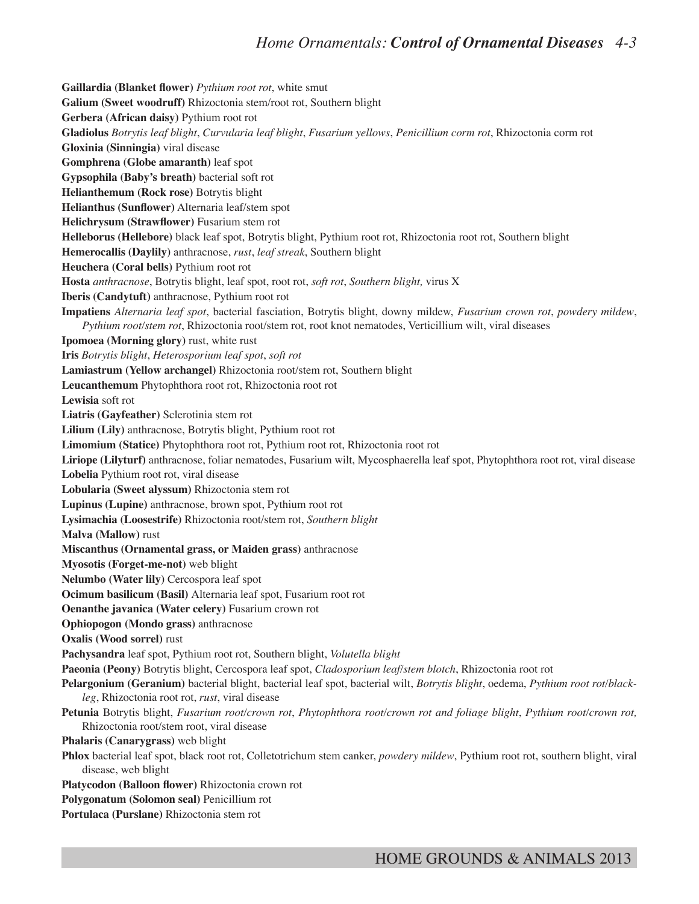**Gaillardia (Blanket flower)** *Pythium root rot*, white smut

**Galium (Sweet woodruff)** Rhizoctonia stem/root rot, Southern blight

**Gerbera (African daisy)** Pythium root rot

**Gladiolus** *Botrytis leaf blight*, *Curvularia leaf blight*, *Fusarium yellows*, *Penicillium corm rot*, Rhizoctonia corm rot

**Gloxinia (Sinningia)** viral disease

**Gomphrena (Globe amaranth)** leaf spot

**Gypsophila (Baby's breath)** bacterial soft rot

**Helianthemum (Rock rose)** Botrytis blight

**Helianthus (Sunflower)** Alternaria leaf/stem spot

**Helichrysum (Strawflower)** Fusarium stem rot

**Helleborus (Hellebore)** black leaf spot, Botrytis blight, Pythium root rot, Rhizoctonia root rot, Southern blight

**Hemerocallis (Daylily)** anthracnose, *rust*, *leaf streak*, Southern blight

**Heuchera (Coral bells)** Pythium root rot

**Hosta** *anthracnose*, Botrytis blight, leaf spot, root rot, *soft rot*, *Southern blight,* virus X

**Iberis (Candytuft)** anthracnose, Pythium root rot

**Impatiens** *Alternaria leaf spot*, bacterial fasciation, Botrytis blight, downy mildew, *Fusarium crown rot*, *powdery mildew*, *Pythium root/stem rot*, Rhizoctonia root/stem rot, root knot nematodes, Verticillium wilt, viral diseases

**Ipomoea (Morning glory)** rust, white rust

**Iris** *Botrytis blight*, *Heterosporium leaf spot*, *soft rot*

**Lamiastrum (Yellow archangel)** Rhizoctonia root/stem rot, Southern blight

**Leucanthemum** Phytophthora root rot, Rhizoctonia root rot

**Lewisia** soft rot

**Liatris (Gayfeather)** Sclerotinia stem rot

**Lilium (Lily)** anthracnose, Botrytis blight, Pythium root rot

**Limomium (Statice)** Phytophthora root rot, Pythium root rot, Rhizoctonia root rot

**Liriope (Lilyturf)** anthracnose, foliar nematodes, Fusarium wilt, Mycosphaerella leaf spot, Phytophthora root rot, viral disease

**Lobelia** Pythium root rot, viral disease

**Lobularia (Sweet alyssum)** Rhizoctonia stem rot

**Lupinus (Lupine)** anthracnose, brown spot, Pythium root rot

**Lysimachia (Loosestrife)** Rhizoctonia root/stem rot, *Southern blight*

**Malva (Mallow)** rust

**Miscanthus (Ornamental grass, or Maiden grass)** anthracnose

**Myosotis (Forget-me-not)** web blight

**Nelumbo (Water lily)** Cercospora leaf spot

**Ocimum basilicum (Basil)** Alternaria leaf spot, Fusarium root rot

**Oenanthe javanica (Water celery)** Fusarium crown rot

**Ophiopogon (Mondo grass)** anthracnose

**Oxalis (Wood sorrel)** rust

**Pachysandra** leaf spot, Pythium root rot, Southern blight, *Volutella blight*

**Paeonia (Peony)** Botrytis blight, Cercospora leaf spot, *Cladosporium leaf/stem blotch*, Rhizoctonia root rot

**Pelargonium (Geranium)** bacterial blight, bacterial leaf spot, bacterial wilt, *Botrytis blight*, oedema, *Pythium root rot/blackleg*, Rhizoctonia root rot, *rust*, viral disease

**Petunia** Botrytis blight, *Fusarium root/crown rot*, *Phytophthora root/crown rot and foliage blight*, *Pythium root/crown rot,* Rhizoctonia root/stem root, viral disease

**Phalaris (Canarygrass)** web blight

**Phlox** bacterial leaf spot, black root rot, Colletotrichum stem canker, *powdery mildew*, Pythium root rot, southern blight, viral disease, web blight

**Platycodon (Balloon flower)** Rhizoctonia crown rot

**Polygonatum (Solomon seal)** Penicillium rot

**Portulaca (Purslane)** Rhizoctonia stem rot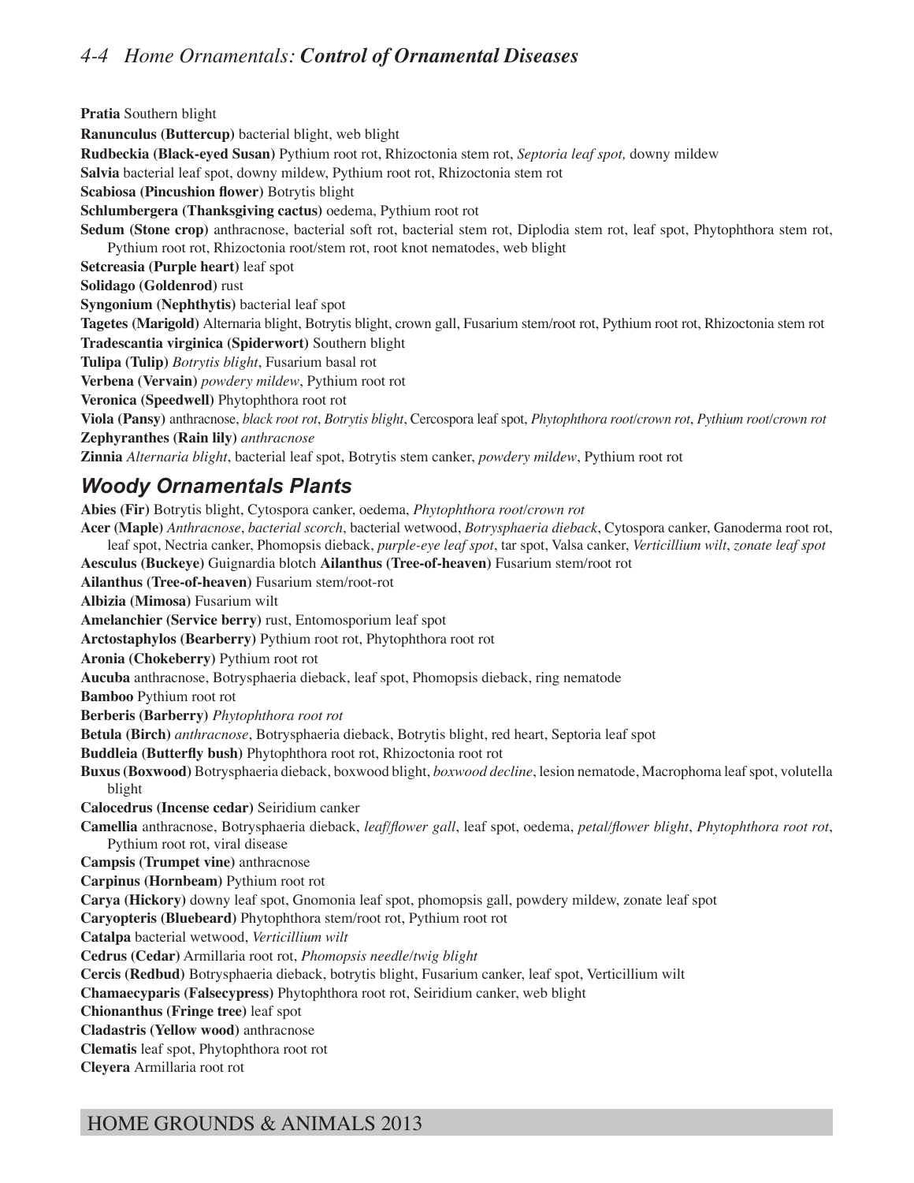**Pratia** Southern blight

**Ranunculus (Buttercup)** bacterial blight, web blight

**Rudbeckia (Black-eyed Susan)** Pythium root rot, Rhizoctonia stem rot, *Septoria leaf spot,* downy mildew

**Salvia** bacterial leaf spot, downy mildew, Pythium root rot, Rhizoctonia stem rot

**Scabiosa (Pincushion flower)** Botrytis blight

**Schlumbergera (Thanksgiving cactus)** oedema, Pythium root rot

**Sedum (Stone crop)** anthracnose, bacterial soft rot, bacterial stem rot, Diplodia stem rot, leaf spot, Phytophthora stem rot, Pythium root rot, Rhizoctonia root/stem rot, root knot nematodes, web blight

**Setcreasia (Purple heart)** leaf spot

**Solidago (Goldenrod)** rust

**Syngonium (Nephthytis)** bacterial leaf spot

**Tagetes (Marigold)** Alternaria blight, Botrytis blight, crown gall, Fusarium stem/root rot, Pythium root rot, Rhizoctonia stem rot

**Tradescantia virginica (Spiderwort)** Southern blight

**Tulipa (Tulip)** *Botrytis blight*, Fusarium basal rot

**Verbena (Vervain)** *powdery mildew*, Pythium root rot

**Veronica (Speedwell)** Phytophthora root rot

**Viola (Pansy)** anthracnose, *black root rot*, *Botrytis blight*, Cercospora leaf spot, *Phytophthora root/crown rot*, *Pythium root/crown rot*

**Zephyranthes (Rain lily)** *anthracnose*

**Zinnia** *Alternaria blight*, bacterial leaf spot, Botrytis stem canker, *powdery mildew*, Pythium root rot

## *Woody Ornamentals Plants*

**Abies (Fir)** Botrytis blight, Cytospora canker, oedema, *Phytophthora root/crown rot*

**Acer (Maple)** *Anthracnose*, *bacterial scorch*, bacterial wetwood, *Botrysphaeria dieback*, Cytospora canker, Ganoderma root rot, leaf spot, Nectria canker, Phomopsis dieback, *purple-eye leaf spot*, tar spot, Valsa canker, *Verticillium wilt*, *zonate leaf spot*

**Aesculus (Buckeye)** Guignardia blotch **Ailanthus (Tree-of-heaven)** Fusarium stem/root rot

**Ailanthus (Tree-of-heaven)** Fusarium stem/root-rot

**Albizia (Mimosa)** Fusarium wilt

**Amelanchier (Service berry)** rust, Entomosporium leaf spot

**Arctostaphylos (Bearberry)** Pythium root rot, Phytophthora root rot

**Aronia (Chokeberry)** Pythium root rot

**Aucuba** anthracnose, Botrysphaeria dieback, leaf spot, Phomopsis dieback, ring nematode

**Bamboo** Pythium root rot

**Berberis (Barberry)** *Phytophthora root rot*

**Betula (Birch)** *anthracnose*, Botrysphaeria dieback, Botrytis blight, red heart, Septoria leaf spot

**Buddleia (Butterfly bush)** Phytophthora root rot, Rhizoctonia root rot

**Buxus (Boxwood)** Botrysphaeria dieback, boxwood blight, *boxwood decline*, lesion nematode, Macrophoma leaf spot, volutella blight

**Calocedrus (Incense cedar)** Seiridium canker

**Camellia** anthracnose, Botrysphaeria dieback, *leaf/flower gall*, leaf spot, oedema, *petal/flower blight*, *Phytophthora root rot*, Pythium root rot, viral disease

**Campsis (Trumpet vine)** anthracnose

**Carpinus (Hornbeam)** Pythium root rot

**Carya (Hickory)** downy leaf spot, Gnomonia leaf spot, phomopsis gall, powdery mildew, zonate leaf spot

**Caryopteris (Bluebeard)** Phytophthora stem/root rot, Pythium root rot

**Catalpa** bacterial wetwood, *Verticillium wilt*

**Cedrus (Cedar)** Armillaria root rot, *Phomopsis needle/twig blight*

**Cercis (Redbud)** Botrysphaeria dieback, botrytis blight, Fusarium canker, leaf spot, Verticillium wilt

**Chamaecyparis (Falsecypress)** Phytophthora root rot, Seiridium canker, web blight

**Chionanthus (Fringe tree)** leaf spot

**Cladastris (Yellow wood)** anthracnose

**Clematis** leaf spot, Phytophthora root rot

**Cleyera** Armillaria root rot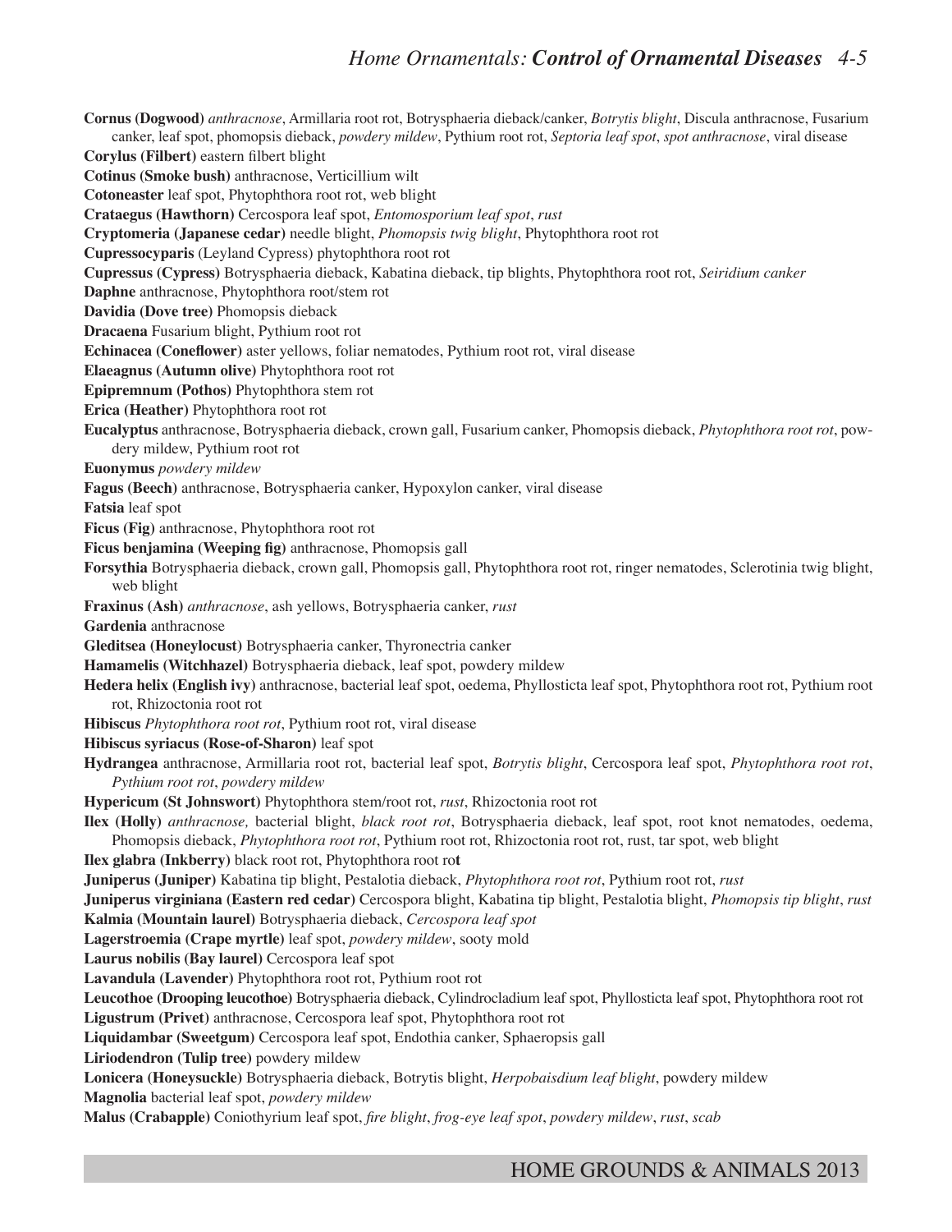**Cornus (Dogwood)** *anthracnose*, Armillaria root rot, Botrysphaeria dieback/canker, *Botrytis blight*, Discula anthracnose, Fusarium canker, leaf spot, phomopsis dieback, *powdery mildew*, Pythium root rot, *Septoria leaf spot*, *spot anthracnose*, viral disease

**Corylus (Filbert)** eastern filbert blight

**Cotinus (Smoke bush)** anthracnose, Verticillium wilt

**Cotoneaster** leaf spot, Phytophthora root rot, web blight

**Crataegus (Hawthorn)** Cercospora leaf spot, *Entomosporium leaf spot*, *rust*

**Cryptomeria (Japanese cedar)** needle blight, *Phomopsis twig blight*, Phytophthora root rot

**Cupressocyparis** (Leyland Cypress) phytophthora root rot

**Cupressus (Cypress)** Botrysphaeria dieback, Kabatina dieback, tip blights, Phytophthora root rot, *Seiridium canker*

**Daphne** anthracnose, Phytophthora root/stem rot

**Davidia (Dove tree)** Phomopsis dieback

**Dracaena** Fusarium blight, Pythium root rot

**Echinacea (Coneflower)** aster yellows, foliar nematodes, Pythium root rot, viral disease

**Elaeagnus (Autumn olive)** Phytophthora root rot

**Epipremnum (Pothos)** Phytophthora stem rot

**Erica (Heather)** Phytophthora root rot

**Eucalyptus** anthracnose, Botrysphaeria dieback, crown gall, Fusarium canker, Phomopsis dieback, *Phytophthora root rot*, powdery mildew, Pythium root rot

**Euonymus** *powdery mildew*

**Fagus (Beech)** anthracnose, Botrysphaeria canker, Hypoxylon canker, viral disease

**Fatsia** leaf spot

**Ficus (Fig)** anthracnose, Phytophthora root rot

**Ficus benjamina (Weeping fig)** anthracnose, Phomopsis gall

**Forsythia** Botrysphaeria dieback, crown gall, Phomopsis gall, Phytophthora root rot, ringer nematodes, Sclerotinia twig blight, web blight

**Fraxinus (Ash)** *anthracnose*, ash yellows, Botrysphaeria canker, *rust*

**Gardenia** anthracnose

**Gleditsea (Honeylocust)** Botrysphaeria canker, Thyronectria canker

**Hamamelis (Witchhazel)** Botrysphaeria dieback, leaf spot, powdery mildew

**Hedera helix (English ivy)** anthracnose, bacterial leaf spot, oedema, Phyllosticta leaf spot, Phytophthora root rot, Pythium root rot, Rhizoctonia root rot

**Hibiscus** *Phytophthora root rot*, Pythium root rot, viral disease

**Hibiscus syriacus (Rose-of-Sharon)** leaf spot

**Hydrangea** anthracnose, Armillaria root rot, bacterial leaf spot, *Botrytis blight*, Cercospora leaf spot, *Phytophthora root rot*, *Pythium root rot*, *powdery mildew*

**Hypericum (St Johnswort)** Phytophthora stem/root rot, *rust*, Rhizoctonia root rot

**Ilex (Holly)** *anthracnose,* bacterial blight, *black root rot*, Botrysphaeria dieback, leaf spot, root knot nematodes, oedema, Phomopsis dieback, *Phytophthora root rot*, Pythium root rot, Rhizoctonia root rot, rust, tar spot, web blight

**Ilex glabra (Inkberry)** black root rot, Phytophthora root ro**t**

**Juniperus (Juniper)** Kabatina tip blight, Pestalotia dieback, *Phytophthora root rot*, Pythium root rot, *rust*

**Juniperus virginiana (Eastern red cedar)** Cercospora blight, Kabatina tip blight, Pestalotia blight, *Phomopsis tip blight*, *rust*

**Kalmia (Mountain laurel)** Botrysphaeria dieback, *Cercospora leaf spot*

**Lagerstroemia (Crape myrtle)** leaf spot, *powdery mildew*, sooty mold

**Laurus nobilis (Bay laurel)** Cercospora leaf spot

**Lavandula (Lavender)** Phytophthora root rot, Pythium root rot

**Leucothoe (Drooping leucothoe)** Botrysphaeria dieback, Cylindrocladium leaf spot, Phyllosticta leaf spot, Phytophthora root rot

**Ligustrum (Privet)** anthracnose, Cercospora leaf spot, Phytophthora root rot

**Liquidambar (Sweetgum)** Cercospora leaf spot, Endothia canker, Sphaeropsis gall

**Liriodendron (Tulip tree)** powdery mildew

**Lonicera (Honeysuckle)** Botrysphaeria dieback, Botrytis blight, *Herpobaisdium leaf blight*, powdery mildew

**Magnolia** bacterial leaf spot, *powdery mildew*

**Malus (Crabapple)** Coniothyrium leaf spot, *fire blight*, *frog-eye leaf spot*, *powdery mildew*, *rust*, *scab*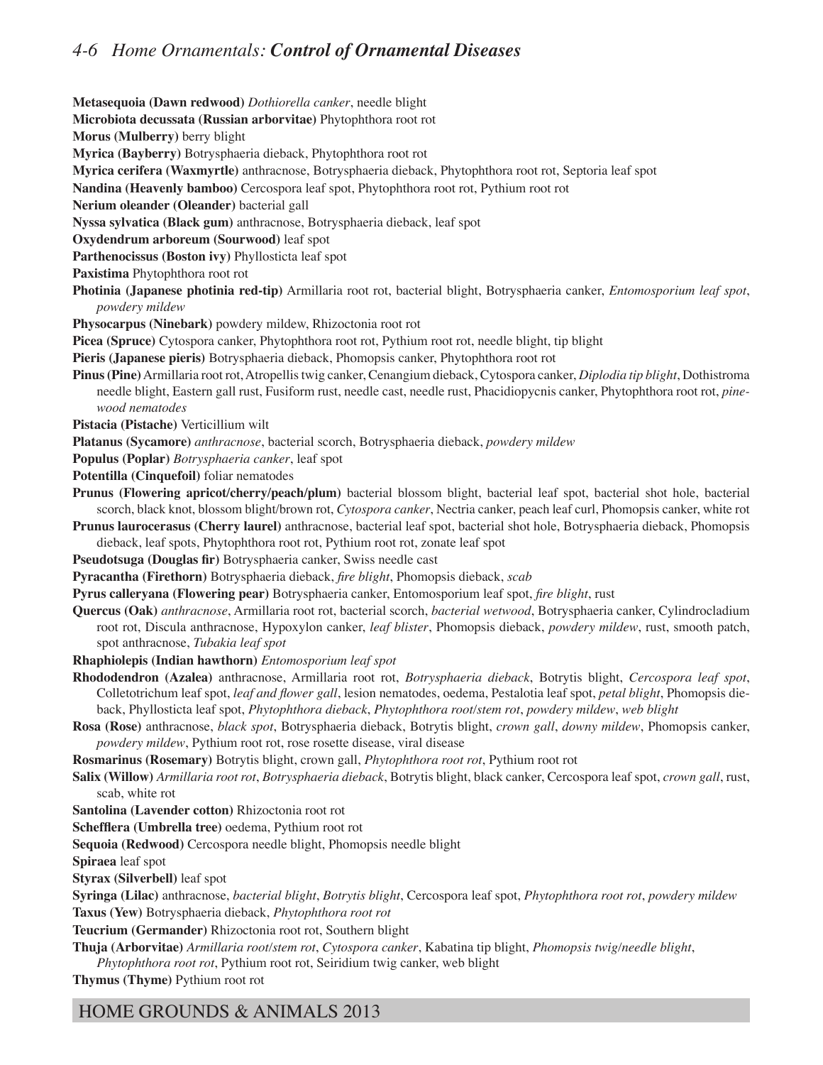**Metasequoia (Dawn redwood)** *Dothiorella canker*, needle blight

**Microbiota decussata (Russian arborvitae)** Phytophthora root rot

**Morus (Mulberry)** berry blight

**Myrica (Bayberry)** Botrysphaeria dieback, Phytophthora root rot

**Myrica cerifera (Waxmyrtle)** anthracnose, Botrysphaeria dieback, Phytophthora root rot, Septoria leaf spot

**Nandina (Heavenly bamboo)** Cercospora leaf spot, Phytophthora root rot, Pythium root rot

**Nerium oleander (Oleander)** bacterial gall

**Nyssa sylvatica (Black gum)** anthracnose, Botrysphaeria dieback, leaf spot

**Oxydendrum arboreum (Sourwood)** leaf spot

**Parthenocissus (Boston ivy)** Phyllosticta leaf spot

**Paxistima** Phytophthora root rot

**Photinia (Japanese photinia red-tip)** Armillaria root rot, bacterial blight, Botrysphaeria canker, *Entomosporium leaf spot*, *powdery mildew*

**Physocarpus (Ninebark)** powdery mildew, Rhizoctonia root rot

**Picea (Spruce)** Cytospora canker, Phytophthora root rot, Pythium root rot, needle blight, tip blight

**Pieris (Japanese pieris)** Botrysphaeria dieback, Phomopsis canker, Phytophthora root rot

**Pinus (Pine)** Armillaria root rot, Atropellis twig canker, Cenangium dieback, Cytospora canker, *Diplodia tip blight*, Dothistroma needle blight, Eastern gall rust, Fusiform rust, needle cast, needle rust, Phacidiopycnis canker, Phytophthora root rot, *pinewood nematodes*

**Pistacia (Pistache)** Verticillium wilt

**Platanus (Sycamore)** *anthracnose*, bacterial scorch, Botrysphaeria dieback, *powdery mildew*

**Populus (Poplar)** *Botrysphaeria canker*, leaf spot

**Potentilla (Cinquefoil)** foliar nematodes

**Prunus (Flowering apricot/cherry/peach/plum)** bacterial blossom blight, bacterial leaf spot, bacterial shot hole, bacterial scorch, black knot, blossom blight/brown rot, *Cytospora canker*, Nectria canker, peach leaf curl, Phomopsis canker, white rot

**Prunus laurocerasus (Cherry laurel)** anthracnose, bacterial leaf spot, bacterial shot hole, Botrysphaeria dieback, Phomopsis dieback, leaf spots, Phytophthora root rot, Pythium root rot, zonate leaf spot

**Pseudotsuga (Douglas fir)** Botrysphaeria canker, Swiss needle cast

**Pyracantha (Firethorn)** Botrysphaeria dieback, *fire blight*, Phomopsis dieback, *scab*

**Pyrus calleryana (Flowering pear)** Botrysphaeria canker, Entomosporium leaf spot, *fire blight*, rust

**Quercus (Oak)** *anthracnose*, Armillaria root rot, bacterial scorch, *bacterial wetwood*, Botrysphaeria canker, Cylindrocladium root rot, Discula anthracnose, Hypoxylon canker, *leaf blister*, Phomopsis dieback, *powdery mildew*, rust, smooth patch, spot anthracnose, *Tubakia leaf spot*

**Rhaphiolepis (Indian hawthorn)** *Entomosporium leaf spot*

**Rhododendron (Azalea)** anthracnose, Armillaria root rot, *Botrysphaeria dieback*, Botrytis blight, *Cercospora leaf spot*, Colletotrichum leaf spot, *leaf and flower gall*, lesion nematodes, oedema, Pestalotia leaf spot, *petal blight*, Phomopsis dieback, Phyllosticta leaf spot, *Phytophthora dieback*, *Phytophthora root/stem rot*, *powdery mildew*, *web blight*

**Rosa (Rose)** anthracnose, *black spot*, Botrysphaeria dieback, Botrytis blight, *crown gall*, *downy mildew*, Phomopsis canker, *powdery mildew*, Pythium root rot, rose rosette disease, viral disease

**Rosmarinus (Rosemary)** Botrytis blight, crown gall, *Phytophthora root rot*, Pythium root rot

**Salix (Willow)** *Armillaria root rot*, *Botrysphaeria dieback*, Botrytis blight, black canker, Cercospora leaf spot, *crown gall*, rust, scab, white rot

**Santolina (Lavender cotton)** Rhizoctonia root rot

**Schefflera (Umbrella tree)** oedema, Pythium root rot

**Sequoia (Redwood)** Cercospora needle blight, Phomopsis needle blight

**Spiraea** leaf spot

**Styrax (Silverbell)** leaf spot

**Syringa (Lilac)** anthracnose, *bacterial blight*, *Botrytis blight*, Cercospora leaf spot, *Phytophthora root rot*, *powdery mildew*

**Taxus (Yew)** Botrysphaeria dieback, *Phytophthora root rot*

**Teucrium (Germander)** Rhizoctonia root rot, Southern blight

**Thuja (Arborvitae)** *Armillaria root/stem rot*, *Cytospora canker*, Kabatina tip blight, *Phomopsis twig/needle blight*, *Phytophthora root rot*, Pythium root rot, Seiridium twig canker, web blight

**Thymus (Thyme)** Pythium root rot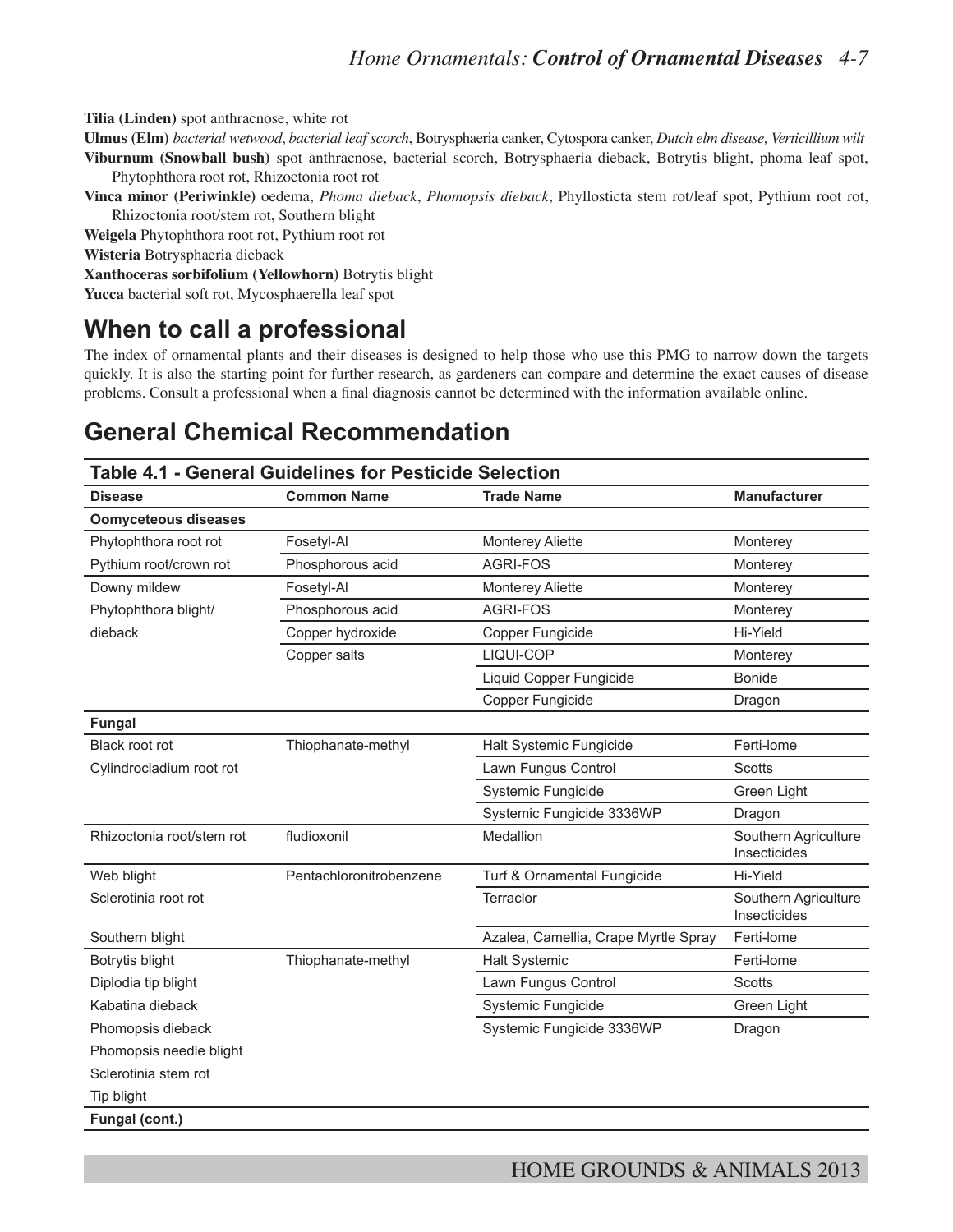**Tilia (Linden)** spot anthracnose, white rot

**Ulmus (Elm)** *bacterial wetwood*, *bacterial leaf scorch*, Botrysphaeria canker, Cytospora canker, *Dutch elm disease, Verticillium wilt*

**Viburnum (Snowball bush)** spot anthracnose, bacterial scorch, Botrysphaeria dieback, Botrytis blight, phoma leaf spot, Phytophthora root rot, Rhizoctonia root rot

**Vinca minor (Periwinkle)** oedema, *Phoma dieback*, *Phomopsis dieback*, Phyllosticta stem rot/leaf spot, Pythium root rot, Rhizoctonia root/stem rot, Southern blight

**Weigela** Phytophthora root rot, Pythium root rot

**Wisteria** Botrysphaeria dieback

**Xanthoceras sorbifolium (Yellowhorn)** Botrytis blight

**Yucca** bacterial soft rot, Mycosphaerella leaf spot

## When to call a professional

The index of ornamental plants and their diseases is designed to help those who use this PMG to narrow down the targets quickly. It is also the starting point for further research, as gardeners can compare and determine the exact causes of disease problems. Consult a professional when a final diagnosis cannot be determined with the information available online.

## General Chemical Recommendation

**Table 4.1 - General Guidelines for Pesticide Selection**

| Disease | Common Name | Trade Name | Manufacturer |
|---|---|---|---|
| **Oomyceteous diseases** | | | |
| Phytophthora root rot | Fosetyl-Al | Monterey Aliette | Monterey |
| Pythium root/crown rot | Phosphorous acid | AGRI-FOS | Monterey |
| Downy mildew | Fosetyl-Al | Monterey Aliette | Monterey |
| Phytophthora blight/ | Phosphorous acid | AGRI-FOS | Monterey |
| dieback | Copper hydroxide | Copper Fungicide | Hi-Yield |
| | Copper salts | LIQUI-COP | Monterey |
| | | Liquid Copper Fungicide | Bonide |
| | | Copper Fungicide | Dragon |
| **Fungal** | | | |
| Black root rot | Thiophanate-methyl | Halt Systemic Fungicide | Ferti-lome |
| Cylindrocladium root rot | | Lawn Fungus Control | Scotts |
| | | Systemic Fungicide | Green Light |
| | | Systemic Fungicide 3336WP | Dragon |
| Rhizoctonia root/stem rot | fludioxonil | Medallion | Southern Agriculture Insecticides |
| Web blight | Pentachloronitrobenzene | Turf & Ornamental Fungicide | Hi-Yield |
| Sclerotinia root rot | | Terraclor | Southern Agriculture Insecticides |
| Southern blight | | Azalea, Camellia, Crape Myrtle Spray | Ferti-lome |
| Botrytis blight | Thiophanate-methyl | Halt Systemic | Ferti-lome |
| Diplodia tip blight | | Lawn Fungus Control | Scotts |
| Kabatina dieback | | Systemic Fungicide | Green Light |
| Phomopsis dieback | | Systemic Fungicide 3336WP | Dragon |
| Phomopsis needle blight | | | |
| Sclerotinia stem rot | | | |
| Tip blight | | | |
| **Fungal (cont.)** | | | |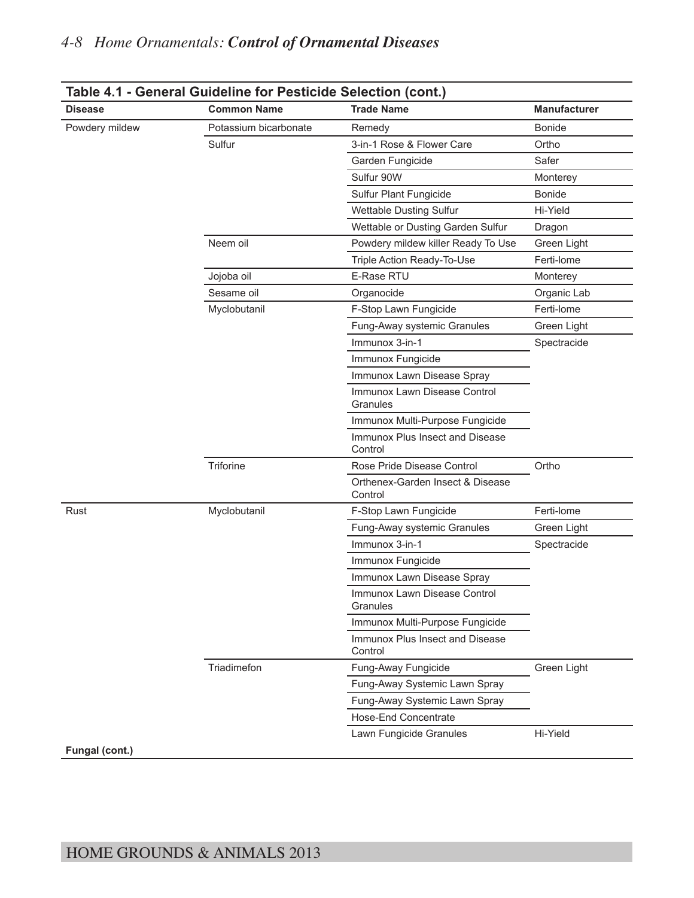## Table 4.1 - General Guideline for Pesticide Selection (cont.)

| Disease | Common Name | Trade Name | Manufacturer |
|---|---|---|---|
| Powdery mildew | Potassium bicarbonate | Remedy | Bonide |
| | Sulfur | 3-in-1 Rose & Flower Care | Ortho |
| | | Garden Fungicide | Safer |
| | | Sulfur 90W | Monterey |
| | | Sulfur Plant Fungicide | Bonide |
| | | Wettable Dusting Sulfur | Hi-Yield |
| | | Wettable or Dusting Garden Sulfur | Dragon |
| | Neem oil | Powdery mildew killer Ready To Use | Green Light |
| | | Triple Action Ready-To-Use | Ferti-lome |
| | Jojoba oil | E-Rase RTU | Monterey |
| | Sesame oil | Organocide | Organic Lab |
| | Myclobutanil | F-Stop Lawn Fungicide | Ferti-lome |
| | | Fung-Away systemic Granules | Green Light |
| | | Immunox 3-in-1 | Spectracide |
| | | Immunox Fungicide | |
| | | Immunox Lawn Disease Spray | |
| | | Immunox Lawn Disease Control Granules | |
| | | Immunox Multi-Purpose Fungicide | |
| | | Immunox Plus Insect and Disease Control | |
| | Triforine | Rose Pride Disease Control | Ortho |
| | | Orthenex-Garden Insect & Disease Control | |
| Rust | Myclobutanil | F-Stop Lawn Fungicide | Ferti-lome |
| | | Fung-Away systemic Granules | Green Light |
| | | Immunox 3-in-1 | Spectracide |
| | | Immunox Fungicide | |
| | | Immunox Lawn Disease Spray | |
| | | Immunox Lawn Disease Control Granules | |
| | | Immunox Multi-Purpose Fungicide | |
| | | Immunox Plus Insect and Disease Control | |
| | Triadimefon | Fung-Away Fungicide | Green Light |
| | | Fung-Away Systemic Lawn Spray | |
| | | Fung-Away Systemic Lawn Spray | |
| | | Hose-End Concentrate | |
| | | Lawn Fungicide Granules | Hi-Yield |
| **Fungal (cont.)** | | | |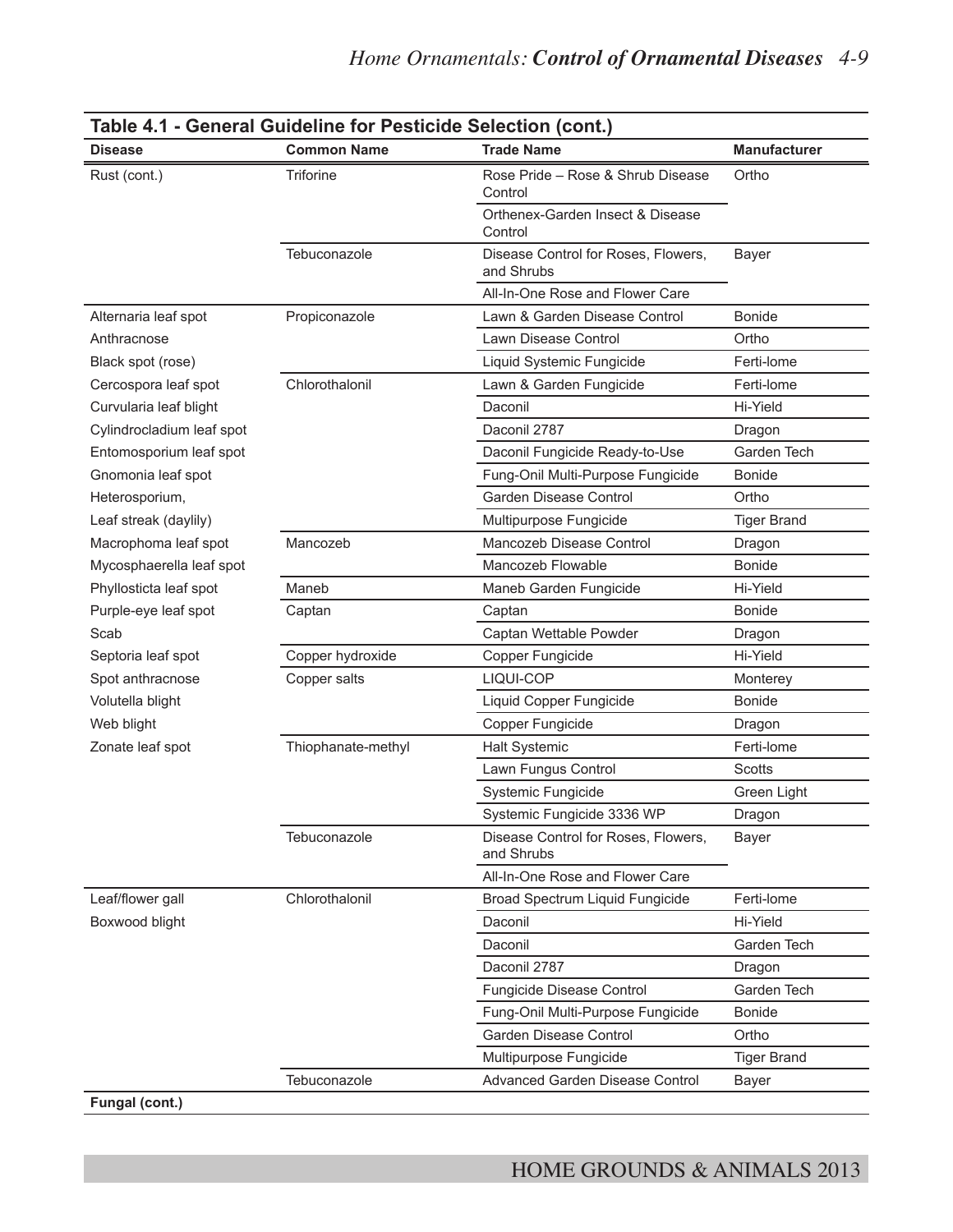**Table 4.1 - General Guideline for Pesticide Selection (cont.)**

| Disease | Common Name | Trade Name | Manufacturer |
|---|---|---|---|
| Rust (cont.) | Triforine | Rose Pride – Rose & Shrub Disease Control | Ortho |
| | | Orthenex-Garden Insect & Disease Control | |
| | Tebuconazole | Disease Control for Roses, Flowers, and Shrubs | Bayer |
| | | All-In-One Rose and Flower Care | |
| Alternaria leaf spot | Propiconazole | Lawn & Garden Disease Control | Bonide |
| Anthracnose | | Lawn Disease Control | Ortho |
| Black spot (rose) | | Liquid Systemic Fungicide | Ferti-lome |
| Cercospora leaf spot | Chlorothalonil | Lawn & Garden Fungicide | Ferti-lome |
| Curvularia leaf blight | | Daconil | Hi-Yield |
| Cylindrocladium leaf spot | | Daconil 2787 | Dragon |
| Entomosporium leaf spot | | Daconil Fungicide Ready-to-Use | Garden Tech |
| Gnomonia leaf spot | | Fung-Onil Multi-Purpose Fungicide | Bonide |
| Heterosporium, | | Garden Disease Control | Ortho |
| Leaf streak (daylily) | | Multipurpose Fungicide | Tiger Brand |
| Macrophoma leaf spot | Mancozeb | Mancozeb Disease Control | Dragon |
| Mycosphaerella leaf spot | | Mancozeb Flowable | Bonide |
| Phyllosticta leaf spot | Maneb | Maneb Garden Fungicide | Hi-Yield |
| Purple-eye leaf spot | Captan | Captan | Bonide |
| Scab | | Captan Wettable Powder | Dragon |
| Septoria leaf spot | Copper hydroxide | Copper Fungicide | Hi-Yield |
| Spot anthracnose | Copper salts | LIQUI-COP | Monterey |
| Volutella blight | | Liquid Copper Fungicide | Bonide |
| Web blight | | Copper Fungicide | Dragon |
| Zonate leaf spot | Thiophanate-methyl | Halt Systemic | Ferti-lome |
| | | Lawn Fungus Control | Scotts |
| | | Systemic Fungicide | Green Light |
| | | Systemic Fungicide 3336 WP | Dragon |
| | Tebuconazole | Disease Control for Roses, Flowers, and Shrubs | Bayer |
| | | All-In-One Rose and Flower Care | |
| Leaf/flower gall | Chlorothalonil | Broad Spectrum Liquid Fungicide | Ferti-lome |
| Boxwood blight | | Daconil | Hi-Yield |
| | | Daconil | Garden Tech |
| | | Daconil 2787 | Dragon |
| | | Fungicide Disease Control | Garden Tech |
| | | Fung-Onil Multi-Purpose Fungicide | Bonide |
| | | Garden Disease Control | Ortho |
| | | Multipurpose Fungicide | Tiger Brand |
| | Tebuconazole | Advanced Garden Disease Control | Bayer |
| **Fungal (cont.)** | | | |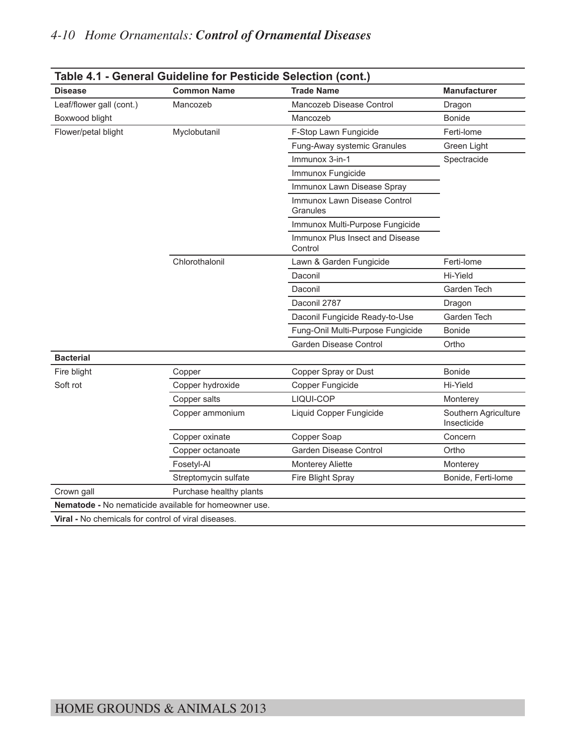## Table 4.1 - General Guideline for Pesticide Selection (cont.)

| Disease | Common Name | Trade Name | Manufacturer |
|---|---|---|---|
| Leaf/flower gall (cont.) | Mancozeb | Mancozeb Disease Control | Dragon |
| Boxwood blight | | Mancozeb | Bonide |
| Flower/petal blight | Myclobutanil | F-Stop Lawn Fungicide | Ferti-lome |
| | | Fung-Away systemic Granules | Green Light |
| | | Immunox 3-in-1 | Spectracide |
| | | Immunox Fungicide | |
| | | Immunox Lawn Disease Spray | |
| | | Immunox Lawn Disease Control Granules | |
| | | Immunox Multi-Purpose Fungicide | |
| | | Immunox Plus Insect and Disease Control | |
| | Chlorothalonil | Lawn & Garden Fungicide | Ferti-lome |
| | | Daconil | Hi-Yield |
| | | Daconil | Garden Tech |
| | | Daconil 2787 | Dragon |
| | | Daconil Fungicide Ready-to-Use | Garden Tech |
| | | Fung-Onil Multi-Purpose Fungicide | Bonide |
| | | Garden Disease Control | Ortho |
| **Bacterial** | | | |
| Fire blight | Copper | Copper Spray or Dust | Bonide |
| Soft rot | Copper hydroxide | Copper Fungicide | Hi-Yield |
| | Copper salts | LIQUI-COP | Monterey |
| | Copper ammonium | Liquid Copper Fungicide | Southern Agriculture Insecticide |
| | Copper oxinate | Copper Soap | Concern |
| | Copper octanoate | Garden Disease Control | Ortho |
| | Fosetyl-Al | Monterey Aliette | Monterey |
| | Streptomycin sulfate | Fire Blight Spray | Bonide, Ferti-lome |
| Crown gall | Purchase healthy plants | | |
| **Nematode -** No nematicide available for homeowner use. | | | |
| **Viral -** No chemicals for control of viral diseases. | | | |